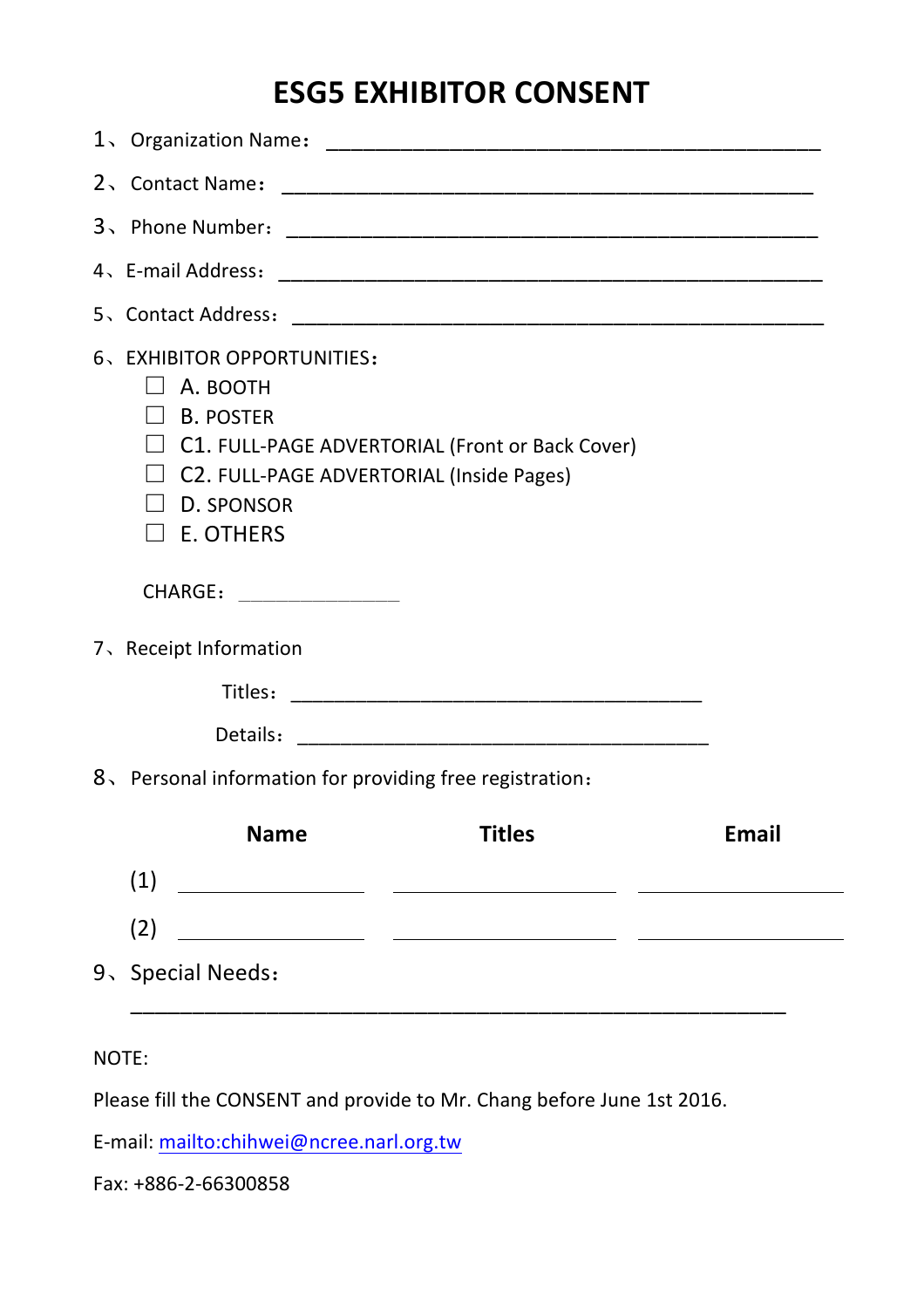# ESG5 EXHIBITOR CONSENT

1、Organization Name：\_\_\_\_\_\_\_\_\_\_\_\_\_\_\_\_\_\_\_\_\_\_\_\_\_\_\_\_\_\_\_\_\_\_\_\_\_\_\_\_\_\_\_\_

2、Contact Name：\_\_\_\_\_\_\_\_\_\_\_\_\_\_\_\_\_\_\_\_\_\_\_\_\_\_\_\_\_\_\_\_\_\_\_\_\_\_\_\_\_\_\_\_\_\_\_\_

3、Phone Number：\_\_\_\_\_\_\_\_\_\_\_\_\_\_\_\_\_\_\_\_\_\_\_\_\_\_\_\_\_\_\_\_\_\_\_\_\_\_\_\_\_\_\_\_\_\_\_\_

4、E-mail Address：\_\_\_\_\_\_\_\_\_\_\_\_\_\_\_\_\_\_\_\_\_\_\_\_\_\_\_\_\_\_\_\_\_\_\_\_\_\_\_\_\_\_\_\_\_\_\_\_\_\_

5、Contact Address：\_\_\_\_\_\_\_\_\_\_\_\_\_\_\_\_\_\_\_\_\_\_\_\_\_\_\_\_\_\_\_\_\_\_\_\_\_\_\_\_\_\_\_\_\_\_\_\_\_\_

6、EXHIBITOR OPPORTUNITIES：

- ☐ A. BOOTH
- ☐ B. POSTER
- ☐ C1. FULL-PAGE ADVERTORIAL (Front or Back Cover)
- ☐ C2. FULL-PAGE ADVERTORIAL (Inside Pages)
- ☐ D. SPONSOR
- ☐ E. OTHERS

CHARGE：\_\_\_\_\_\_\_\_\_\_\_\_\_\_\_\_

7、Receipt Information

Titles：\_\_\_\_\_\_\_\_\_\_\_\_\_\_\_\_\_\_\_\_\_\_\_\_\_\_\_\_\_\_\_\_\_\_\_\_\_\_

Details：\_\_\_\_\_\_\_\_\_\_\_\_\_\_\_\_\_\_\_\_\_\_\_\_\_\_\_\_\_\_\_\_\_\_\_\_\_\_

8、Personal information for providing free registration：

| | Name | Titles | Email |
|---|---|---|---|
| (1) | | | |
| (2) | | | |

9、Special Needs：

\_\_\_\_\_\_\_\_\_\_\_\_\_\_\_\_\_\_\_\_\_\_\_\_\_\_\_\_\_\_\_\_\_\_\_\_\_\_\_\_\_\_\_\_\_\_\_\_\_\_\_\_\_\_\_\_\_\_

NOTE:

Please fill the CONSENT and provide to Mr. Chang before June 1st 2016.

E-mail: mailto:chihwei@ncree.narl.org.tw

Fax: +886-2-66300858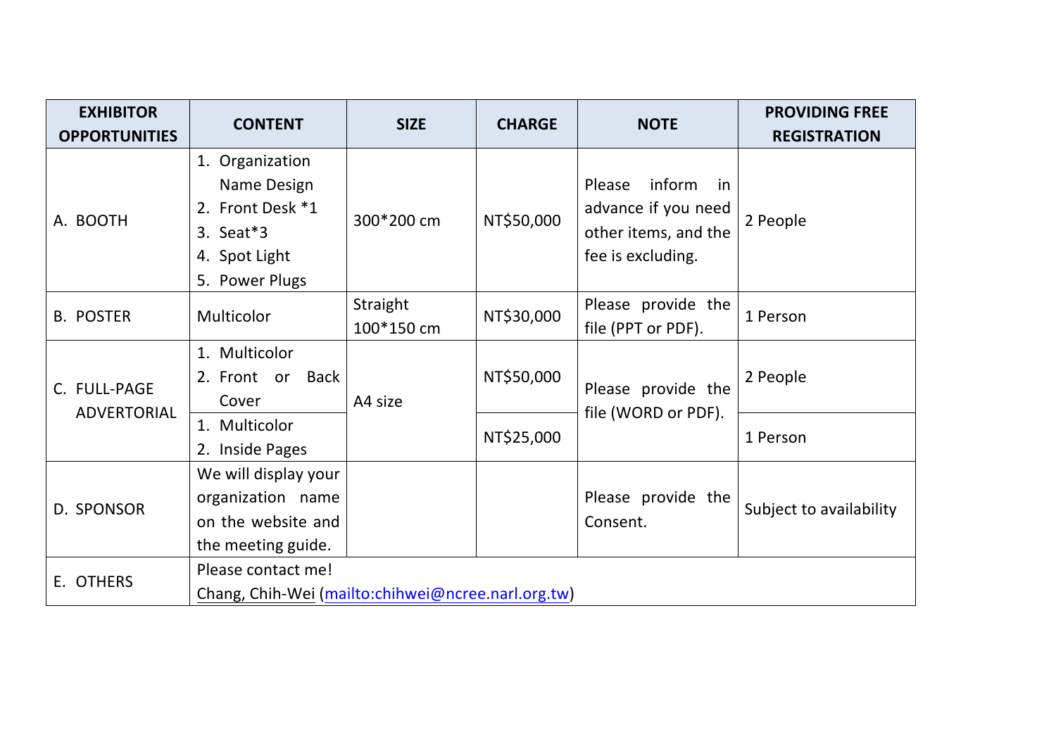| EXHIBITOR OPPORTUNITIES | CONTENT | SIZE | CHARGE | NOTE | PROVIDING FREE REGISTRATION |
|---|---|---|---|---|---|
| A. BOOTH | 1. Organization Name Design<br>2. Front Desk *1<br>3. Seat*3<br>4. Spot Light<br>5. Power Plugs | 300*200 cm | NT$50,000 | Please inform in advance if you need other items, and the fee is excluding. | 2 People |
| B. POSTER | Multicolor | Straight 100*150 cm | NT$30,000 | Please provide the file (PPT or PDF). | 1 Person |
| C. FULL-PAGE ADVERTORIAL | 1. Multicolor<br>2. Front or Back Cover | A4 size | NT$50,000 | Please provide the file (WORD or PDF). | 2 People |
| | 1. Multicolor<br>2. Inside Pages | | NT$25,000 | | 1 Person |
| D. SPONSOR | We will display your organization name on the website and the meeting guide. | | | Please provide the Consent. | Subject to availability |
| E. OTHERS | Please contact me!<br>Chang, Chih-Wei (mailto:chihwei@ncree.narl.org.tw) | | | | |